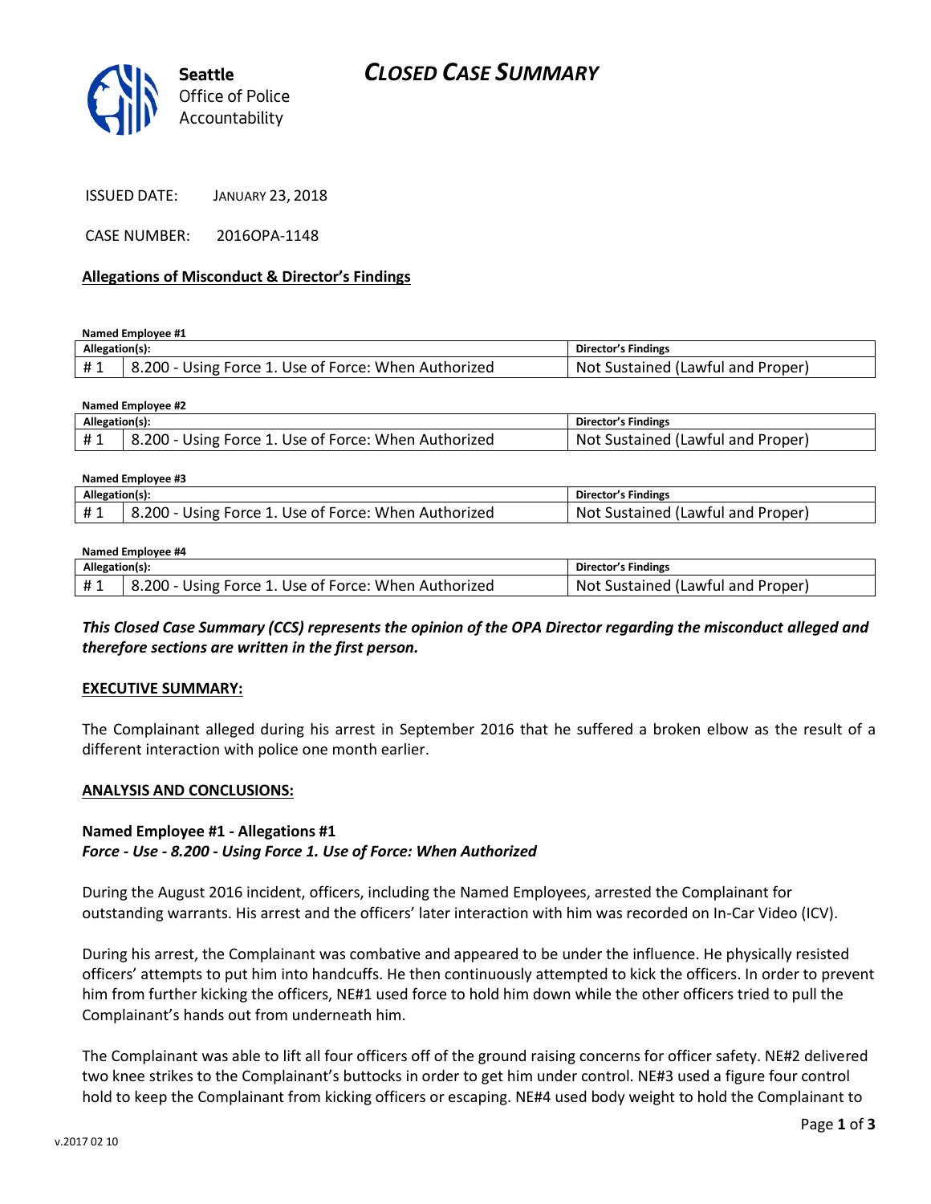# CLOSED CASE SUMMARY

Seattle Office of Police Accountability

ISSUED DATE: JANUARY 23, 2018

CASE NUMBER: 2016OPA-1148

**Allegations of Misconduct & Director's Findings**

**Named Employee #1**

| Allegation(s): | | Director's Findings |
|---|---|---|
| # 1 | 8.200 - Using Force 1. Use of Force: When Authorized | Not Sustained (Lawful and Proper) |

**Named Employee #2**

| Allegation(s): | | Director's Findings |
|---|---|---|
| # 1 | 8.200 - Using Force 1. Use of Force: When Authorized | Not Sustained (Lawful and Proper) |

**Named Employee #3**

| Allegation(s): | | Director's Findings |
|---|---|---|
| # 1 | 8.200 - Using Force 1. Use of Force: When Authorized | Not Sustained (Lawful and Proper) |

**Named Employee #4**

| Allegation(s): | | Director's Findings |
|---|---|---|
| # 1 | 8.200 - Using Force 1. Use of Force: When Authorized | Not Sustained (Lawful and Proper) |

***This Closed Case Summary (CCS) represents the opinion of the OPA Director regarding the misconduct alleged and therefore sections are written in the first person.***

**EXECUTIVE SUMMARY:**

The Complainant alleged during his arrest in September 2016 that he suffered a broken elbow as the result of a different interaction with police one month earlier.

**ANALYSIS AND CONCLUSIONS:**

**Named Employee #1 - Allegations #1**
***Force - Use - 8.200 - Using Force 1. Use of Force: When Authorized***

During the August 2016 incident, officers, including the Named Employees, arrested the Complainant for outstanding warrants. His arrest and the officers' later interaction with him was recorded on In-Car Video (ICV).

During his arrest, the Complainant was combative and appeared to be under the influence. He physically resisted officers' attempts to put him into handcuffs. He then continuously attempted to kick the officers. In order to prevent him from further kicking the officers, NE#1 used force to hold him down while the other officers tried to pull the Complainant's hands out from underneath him.

The Complainant was able to lift all four officers off of the ground raising concerns for officer safety. NE#2 delivered two knee strikes to the Complainant's buttocks in order to get him under control. NE#3 used a figure four control hold to keep the Complainant from kicking officers or escaping. NE#4 used body weight to hold the Complainant to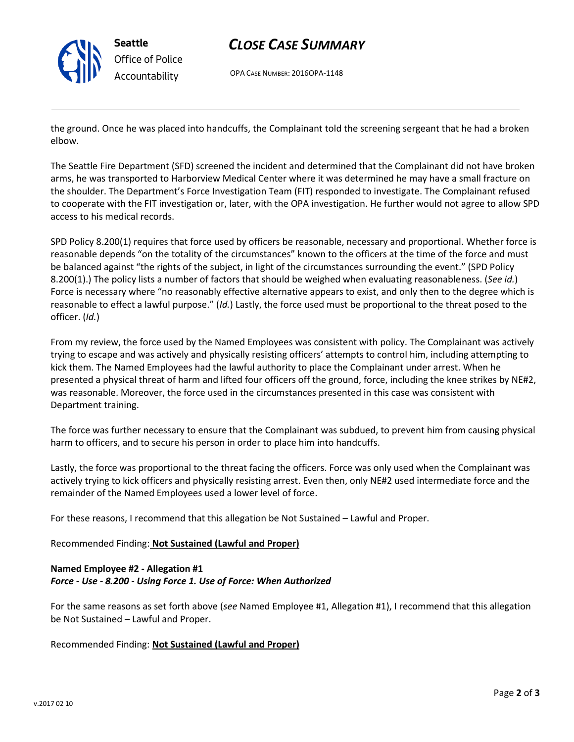the ground. Once he was placed into handcuffs, the Complainant told the screening sergeant that he had a broken elbow.

The Seattle Fire Department (SFD) screened the incident and determined that the Complainant did not have broken arms, he was transported to Harborview Medical Center where it was determined he may have a small fracture on the shoulder. The Department's Force Investigation Team (FIT) responded to investigate. The Complainant refused to cooperate with the FIT investigation or, later, with the OPA investigation. He further would not agree to allow SPD access to his medical records.

SPD Policy 8.200(1) requires that force used by officers be reasonable, necessary and proportional. Whether force is reasonable depends "on the totality of the circumstances" known to the officers at the time of the force and must be balanced against "the rights of the subject, in light of the circumstances surrounding the event." (SPD Policy 8.200(1).) The policy lists a number of factors that should be weighed when evaluating reasonableness. (*See id.*) Force is necessary where "no reasonably effective alternative appears to exist, and only then to the degree which is reasonable to effect a lawful purpose." (*Id.*) Lastly, the force used must be proportional to the threat posed to the officer. (*Id.*)

From my review, the force used by the Named Employees was consistent with policy. The Complainant was actively trying to escape and was actively and physically resisting officers' attempts to control him, including attempting to kick them. The Named Employees had the lawful authority to place the Complainant under arrest. When he presented a physical threat of harm and lifted four officers off the ground, force, including the knee strikes by NE#2, was reasonable. Moreover, the force used in the circumstances presented in this case was consistent with Department training.

The force was further necessary to ensure that the Complainant was subdued, to prevent him from causing physical harm to officers, and to secure his person in order to place him into handcuffs.

Lastly, the force was proportional to the threat facing the officers. Force was only used when the Complainant was actively trying to kick officers and physically resisting arrest. Even then, only NE#2 used intermediate force and the remainder of the Named Employees used a lower level of force.

For these reasons, I recommend that this allegation be Not Sustained – Lawful and Proper.

Recommended Finding: **Not Sustained (Lawful and Proper)**

**Named Employee #2 - Allegation #1**
***Force - Use - 8.200 - Using Force 1. Use of Force: When Authorized***

For the same reasons as set forth above (*see* Named Employee #1, Allegation #1), I recommend that this allegation be Not Sustained – Lawful and Proper.

Recommended Finding: **Not Sustained (Lawful and Proper)**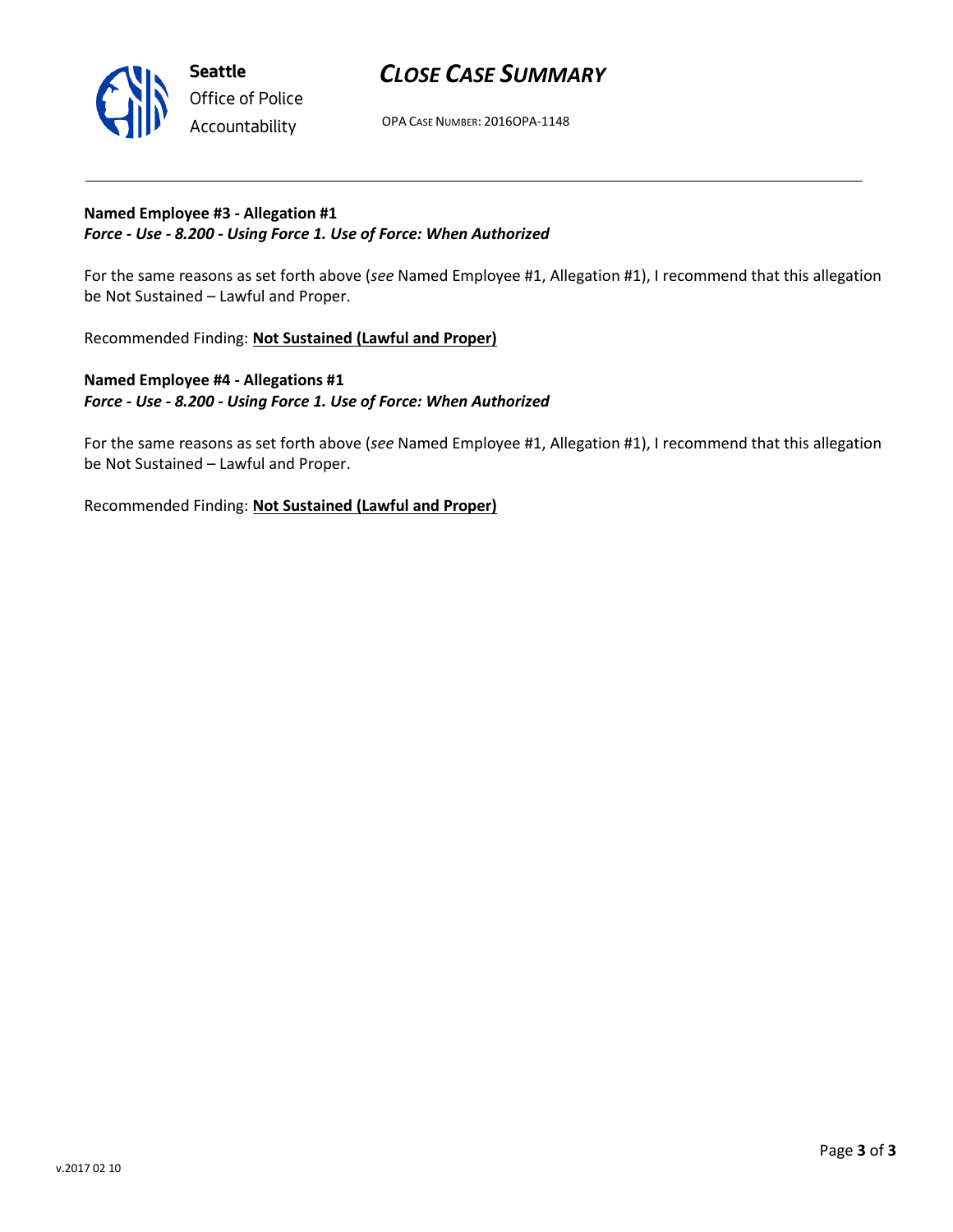**Named Employee #3 - Allegation #1**
***Force - Use - 8.200 - Using Force 1. Use of Force: When Authorized***

For the same reasons as set forth above (*see* Named Employee #1, Allegation #1), I recommend that this allegation be Not Sustained – Lawful and Proper.

Recommended Finding: **Not Sustained (Lawful and Proper)**

**Named Employee #4 - Allegations #1**
***Force - Use - 8.200 - Using Force 1. Use of Force: When Authorized***

For the same reasons as set forth above (*see* Named Employee #1, Allegation #1), I recommend that this allegation be Not Sustained – Lawful and Proper.

Recommended Finding: **Not Sustained (Lawful and Proper)**